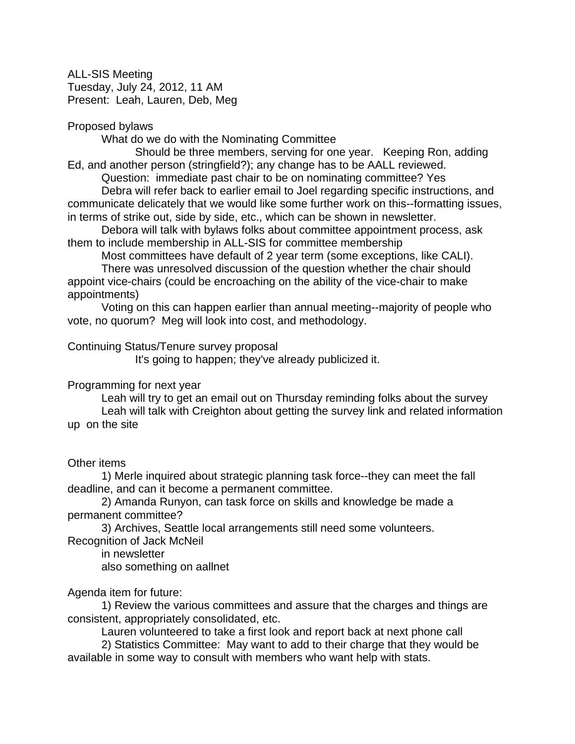ALL-SIS Meeting
Tuesday, July 24, 2012, 11 AM
Present: Leah, Lauren, Deb, Meg

Proposed bylaws

What do we do with the Nominating Committee

Should be three members, serving for one year. Keeping Ron, adding Ed, and another person (stringfield?); any change has to be AALL reviewed.

Question: immediate past chair to be on nominating committee? Yes

Debra will refer back to earlier email to Joel regarding specific instructions, and communicate delicately that we would like some further work on this--formatting issues, in terms of strike out, side by side, etc., which can be shown in newsletter.

Debora will talk with bylaws folks about committee appointment process, ask them to include membership in ALL-SIS for committee membership

Most committees have default of 2 year term (some exceptions, like CALI).

There was unresolved discussion of the question whether the chair should appoint vice-chairs (could be encroaching on the ability of the vice-chair to make appointments)

Voting on this can happen earlier than annual meeting--majority of people who vote, no quorum? Meg will look into cost, and methodology.

Continuing Status/Tenure survey proposal

It's going to happen; they've already publicized it.

Programming for next year

Leah will try to get an email out on Thursday reminding folks about the survey

Leah will talk with Creighton about getting the survey link and related information up on the site

Other items

1) Merle inquired about strategic planning task force--they can meet the fall deadline, and can it become a permanent committee.

2) Amanda Runyon, can task force on skills and knowledge be made a permanent committee?

3) Archives, Seattle local arrangements still need some volunteers.

Recognition of Jack McNeil

in newsletter

also something on aallnet

Agenda item for future:

1) Review the various committees and assure that the charges and things are consistent, appropriately consolidated, etc.

Lauren volunteered to take a first look and report back at next phone call

2) Statistics Committee: May want to add to their charge that they would be available in some way to consult with members who want help with stats.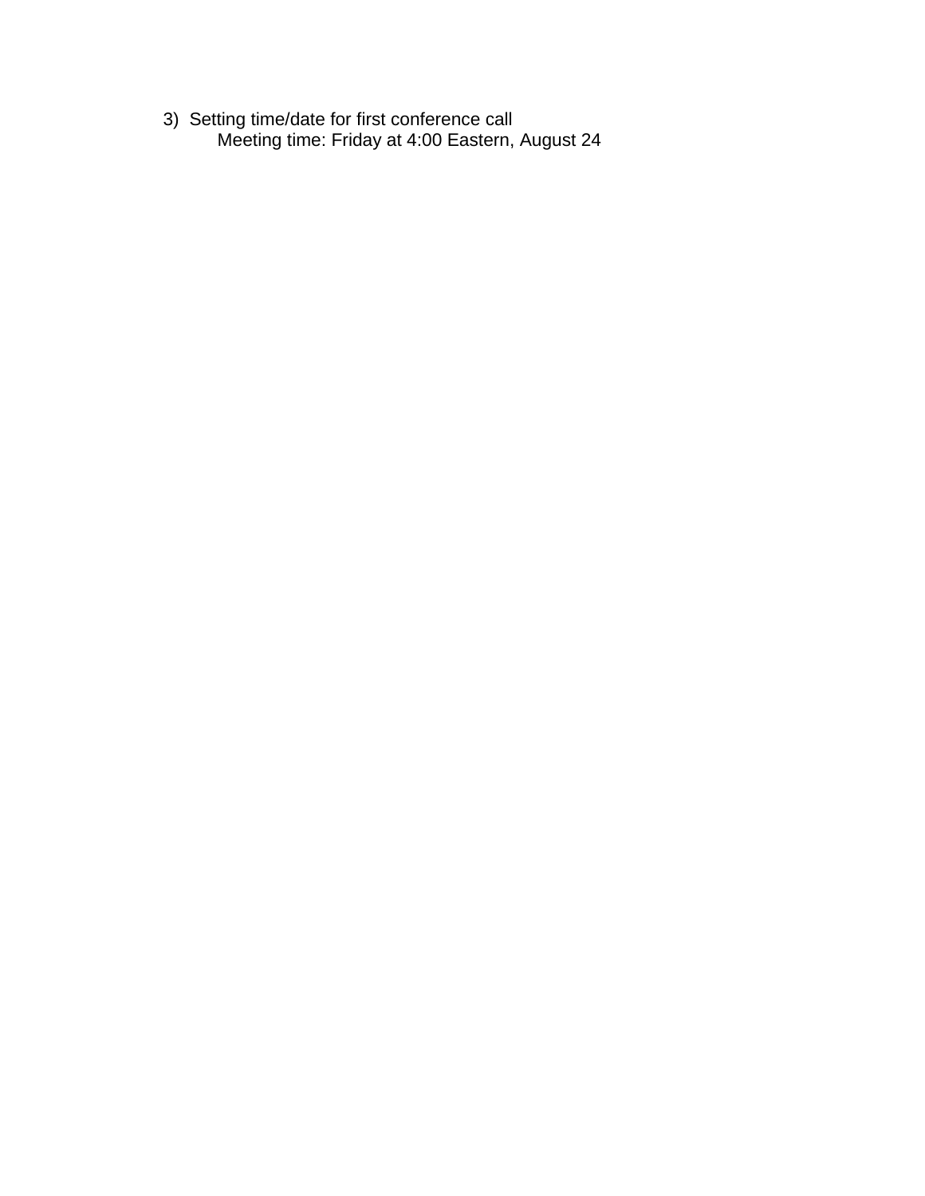3) Setting time/date for first conference call
   Meeting time: Friday at 4:00 Eastern, August 24